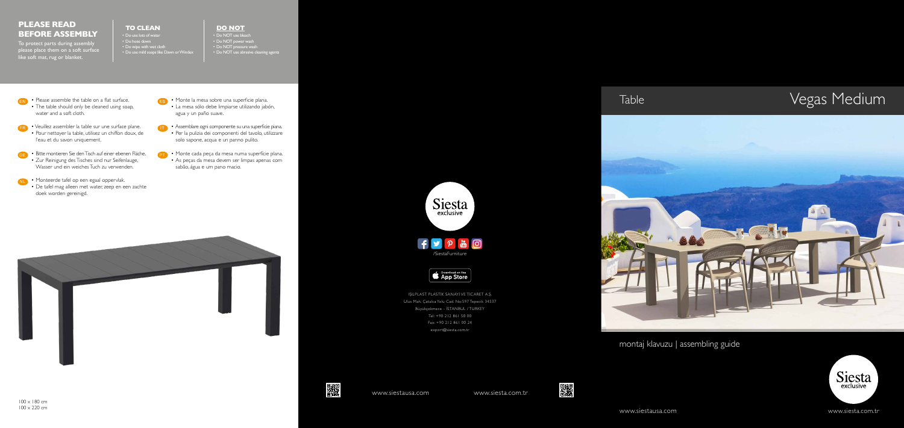## PLEASE READ BEFORE ASSEMBLY

To protect parts during assembly please place them on a soft surface like soft mat, rug or blanket.

### TO CLEAN

- Do use lots of water
- Do hose down
- Do wipe with wet cloth
- Do use mild soaps like Dawn or Windex

### DO NOT

- Do NOT use bleach
- Do NOT power wash
- Do NOT pressure wash
- Do NOT use abrasive cleaning agents

EN
- Please assemble the table on a flat surface.
- The table should only be cleaned using soap, water and a soft cloth.

FR
- Veuillez assembler la table sur une surface plane.
- Pour nettoyer la table, utilisez un chiffon doux, de l'eau et du savon uniquement.

DE
- Bitte montieren Sie den Tisch auf einer ebenen Fläche.
- Zur Reinigung des Tisches sind nur Seifenlauge, Wasser und ein weiches Tuch zu verwenden.

NL
- Monteerde tafel op een egaal oppervlak.
- De tafel mag alleen met water, zeep en een zachte doek worden gereinigd.

ES
- Monte la mesa sobre una superficie plana.
- La mesa sólo debe limpiarse utilizando jabón, agua y un paño suave.

IT
- Assemblare ogni componente su una superficie piana.
- Per la pulizia dei componenti del tavolo, utilizzare solo sapone, acqua e un panno pulito.

PT
- Monte cada peça da mesa numa superficie plana.
- As peças da mesa devem ser limpas apenas com sabão, água e um pano macio.

100 x 180 cm
100 x 220 cm

Siesta exclusive

/SiestaFurniture

Download on the App Store

IŞILPLAST PLASTİK SANAYİ VE TİCARET A.Ş.
Ulus Mah. Çatalca Yolu Cad. No:597 Tepecik 34537
Büyükçekmece - İSTANBUL / TURKEY
Tel: +90 212 861 50 00
Fax: +90 212 861 00 24
export@siesta.com.tr

www.siestausa.com www.siesta.com.tr

# Table Vegas Medium

montaj klavuzu | assembling guide

Siesta exclusive

www.siestausa.com www.siesta.com.tr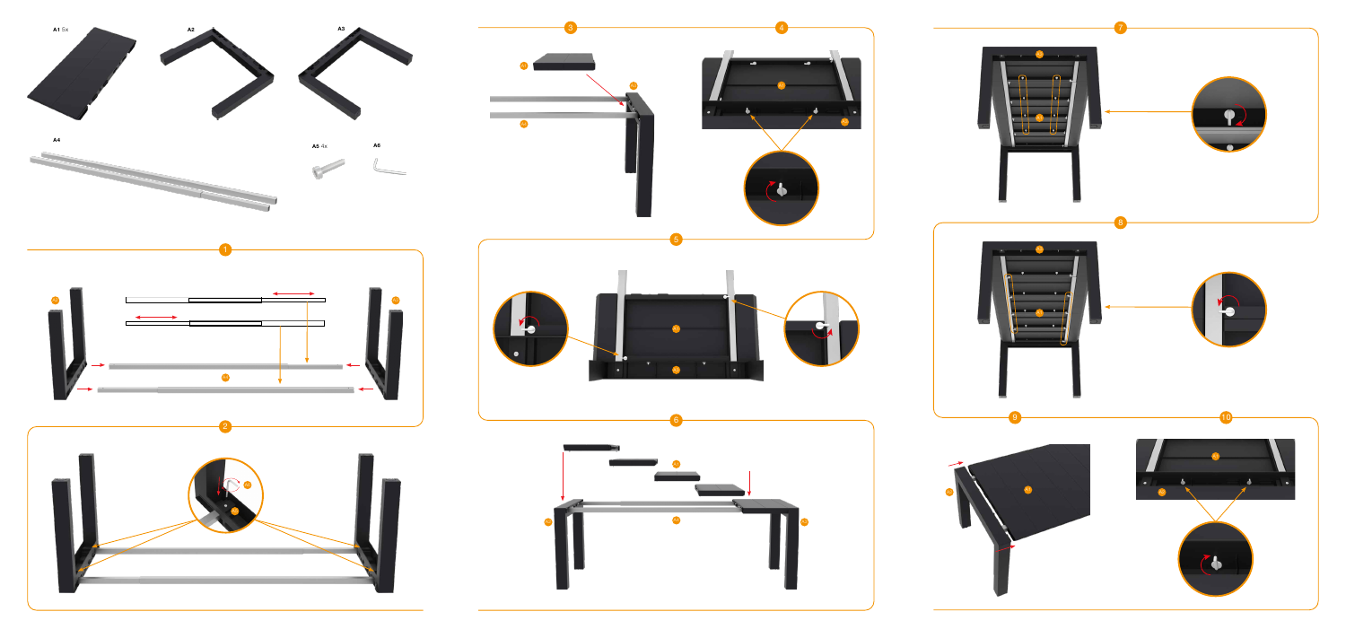A1 5x

A2

A3

A4

A5 4x

A6

1

2

3

4

5

6

7

8

9

10